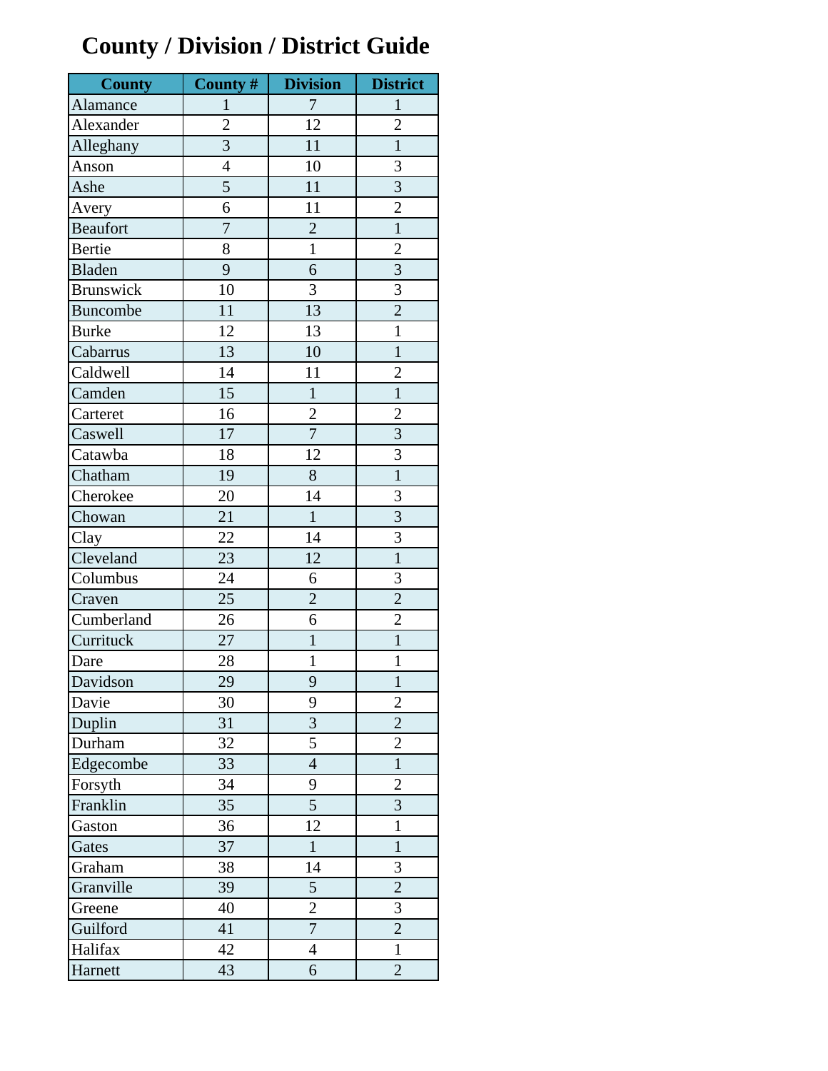# County / Division / District Guide

| County | County # | Division | District |
|---|---|---|---|
| Alamance | 1 | 7 | 1 |
| Alexander | 2 | 12 | 2 |
| Alleghany | 3 | 11 | 1 |
| Anson | 4 | 10 | 3 |
| Ashe | 5 | 11 | 3 |
| Avery | 6 | 11 | 2 |
| Beaufort | 7 | 2 | 1 |
| Bertie | 8 | 1 | 2 |
| Bladen | 9 | 6 | 3 |
| Brunswick | 10 | 3 | 3 |
| Buncombe | 11 | 13 | 2 |
| Burke | 12 | 13 | 1 |
| Cabarrus | 13 | 10 | 1 |
| Caldwell | 14 | 11 | 2 |
| Camden | 15 | 1 | 1 |
| Carteret | 16 | 2 | 2 |
| Caswell | 17 | 7 | 3 |
| Catawba | 18 | 12 | 3 |
| Chatham | 19 | 8 | 1 |
| Cherokee | 20 | 14 | 3 |
| Chowan | 21 | 1 | 3 |
| Clay | 22 | 14 | 3 |
| Cleveland | 23 | 12 | 1 |
| Columbus | 24 | 6 | 3 |
| Craven | 25 | 2 | 2 |
| Cumberland | 26 | 6 | 2 |
| Currituck | 27 | 1 | 1 |
| Dare | 28 | 1 | 1 |
| Davidson | 29 | 9 | 1 |
| Davie | 30 | 9 | 2 |
| Duplin | 31 | 3 | 2 |
| Durham | 32 | 5 | 2 |
| Edgecombe | 33 | 4 | 1 |
| Forsyth | 34 | 9 | 2 |
| Franklin | 35 | 5 | 3 |
| Gaston | 36 | 12 | 1 |
| Gates | 37 | 1 | 1 |
| Graham | 38 | 14 | 3 |
| Granville | 39 | 5 | 2 |
| Greene | 40 | 2 | 3 |
| Guilford | 41 | 7 | 2 |
| Halifax | 42 | 4 | 1 |
| Harnett | 43 | 6 | 2 |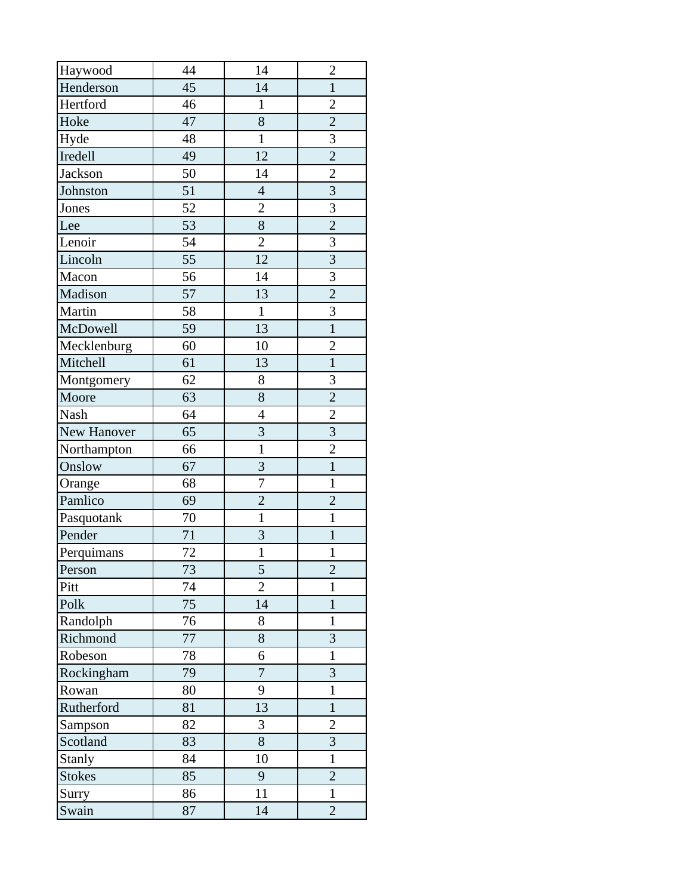| Haywood | 44 | 14 | 2 |
|---|---|---|---|
| Henderson | 45 | 14 | 1 |
| Hertford | 46 | 1 | 2 |
| Hoke | 47 | 8 | 2 |
| Hyde | 48 | 1 | 3 |
| Iredell | 49 | 12 | 2 |
| Jackson | 50 | 14 | 2 |
| Johnston | 51 | 4 | 3 |
| Jones | 52 | 2 | 3 |
| Lee | 53 | 8 | 2 |
| Lenoir | 54 | 2 | 3 |
| Lincoln | 55 | 12 | 3 |
| Macon | 56 | 14 | 3 |
| Madison | 57 | 13 | 2 |
| Martin | 58 | 1 | 3 |
| McDowell | 59 | 13 | 1 |
| Mecklenburg | 60 | 10 | 2 |
| Mitchell | 61 | 13 | 1 |
| Montgomery | 62 | 8 | 3 |
| Moore | 63 | 8 | 2 |
| Nash | 64 | 4 | 2 |
| New Hanover | 65 | 3 | 3 |
| Northampton | 66 | 1 | 2 |
| Onslow | 67 | 3 | 1 |
| Orange | 68 | 7 | 1 |
| Pamlico | 69 | 2 | 2 |
| Pasquotank | 70 | 1 | 1 |
| Pender | 71 | 3 | 1 |
| Perquimans | 72 | 1 | 1 |
| Person | 73 | 5 | 2 |
| Pitt | 74 | 2 | 1 |
| Polk | 75 | 14 | 1 |
| Randolph | 76 | 8 | 1 |
| Richmond | 77 | 8 | 3 |
| Robeson | 78 | 6 | 1 |
| Rockingham | 79 | 7 | 3 |
| Rowan | 80 | 9 | 1 |
| Rutherford | 81 | 13 | 1 |
| Sampson | 82 | 3 | 2 |
| Scotland | 83 | 8 | 3 |
| Stanly | 84 | 10 | 1 |
| Stokes | 85 | 9 | 2 |
| Surry | 86 | 11 | 1 |
| Swain | 87 | 14 | 2 |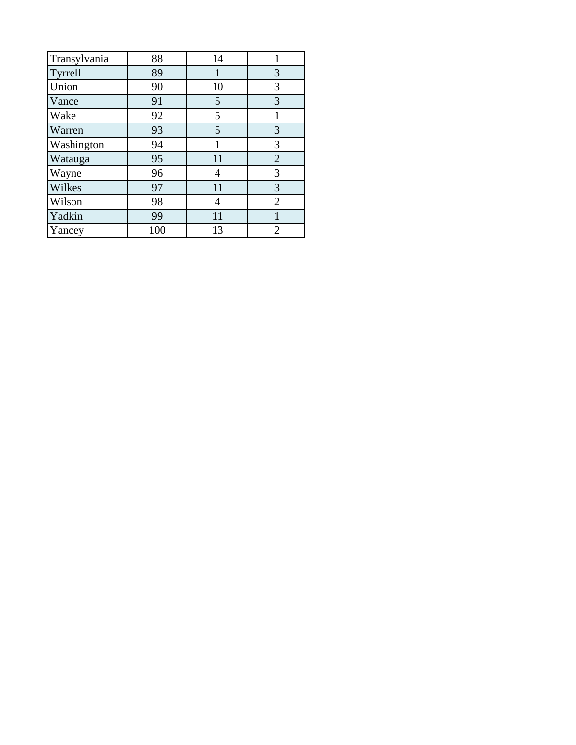| | | | |
|---|---|---|---|
| Transylvania | 88 | 14 | 1 |
| Tyrrell | 89 | 1 | 3 |
| Union | 90 | 10 | 3 |
| Vance | 91 | 5 | 3 |
| Wake | 92 | 5 | 1 |
| Warren | 93 | 5 | 3 |
| Washington | 94 | 1 | 3 |
| Watauga | 95 | 11 | 2 |
| Wayne | 96 | 4 | 3 |
| Wilkes | 97 | 11 | 3 |
| Wilson | 98 | 4 | 2 |
| Yadkin | 99 | 11 | 1 |
| Yancey | 100 | 13 | 2 |